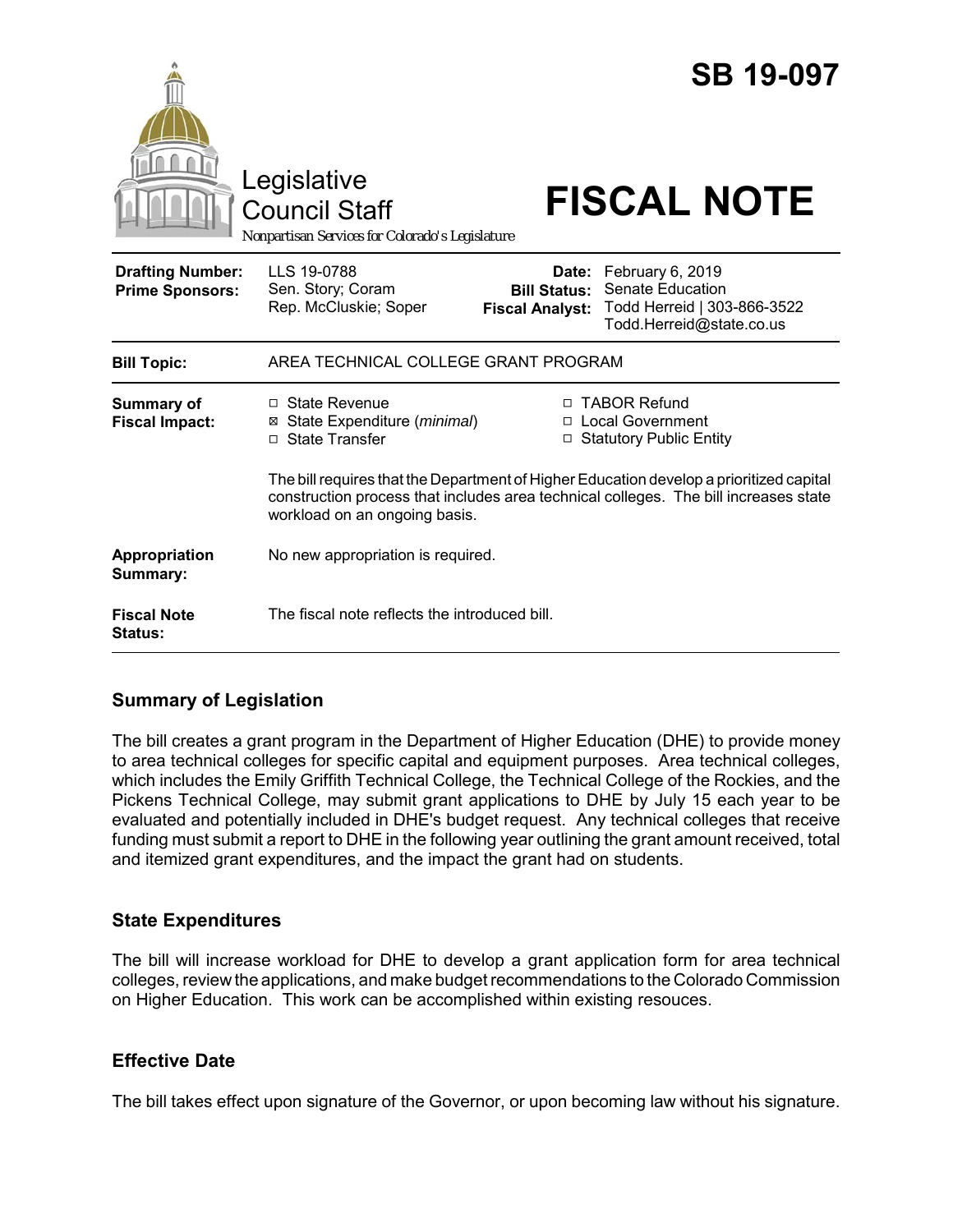# SB 19-097

Legislative Council Staff

*Nonpartisan Services for Colorado's Legislature*

# FISCAL NOTE

| | | | |
|---|---|---|---|
| **Drafting Number:** | LLS 19-0788 | **Date:** | February 6, 2019 |
| **Prime Sponsors:** | Sen. Story; Coram<br>Rep. McCluskie; Soper | **Bill Status:** | Senate Education |
| | | **Fiscal Analyst:** | Todd Herreid \| 303-866-3522<br>Todd.Herreid@state.co.us |

| | |
|---|---|
| **Bill Topic:** | AREA TECHNICAL COLLEGE GRANT PROGRAM |
| **Summary of Fiscal Impact:** | ☐ State Revenue<br>☒ State Expenditure (*minimal*)<br>☐ State Transfer<br>☐ TABOR Refund<br>☐ Local Government<br>☐ Statutory Public Entity<br><br>The bill requires that the Department of Higher Education develop a prioritized capital construction process that includes area technical colleges. The bill increases state workload on an ongoing basis. |
| **Appropriation Summary:** | No new appropriation is required. |
| **Fiscal Note Status:** | The fiscal note reflects the introduced bill. |

## Summary of Legislation

The bill creates a grant program in the Department of Higher Education (DHE) to provide money to area technical colleges for specific capital and equipment purposes. Area technical colleges, which includes the Emily Griffith Technical College, the Technical College of the Rockies, and the Pickens Technical College, may submit grant applications to DHE by July 15 each year to be evaluated and potentially included in DHE's budget request. Any technical colleges that receive funding must submit a report to DHE in the following year outlining the grant amount received, total and itemized grant expenditures, and the impact the grant had on students.

## State Expenditures

The bill will increase workload for DHE to develop a grant application form for area technical colleges, review the applications, and make budget recommendations to the Colorado Commission on Higher Education. This work can be accomplished within existing resouces.

## Effective Date

The bill takes effect upon signature of the Governor, or upon becoming law without his signature.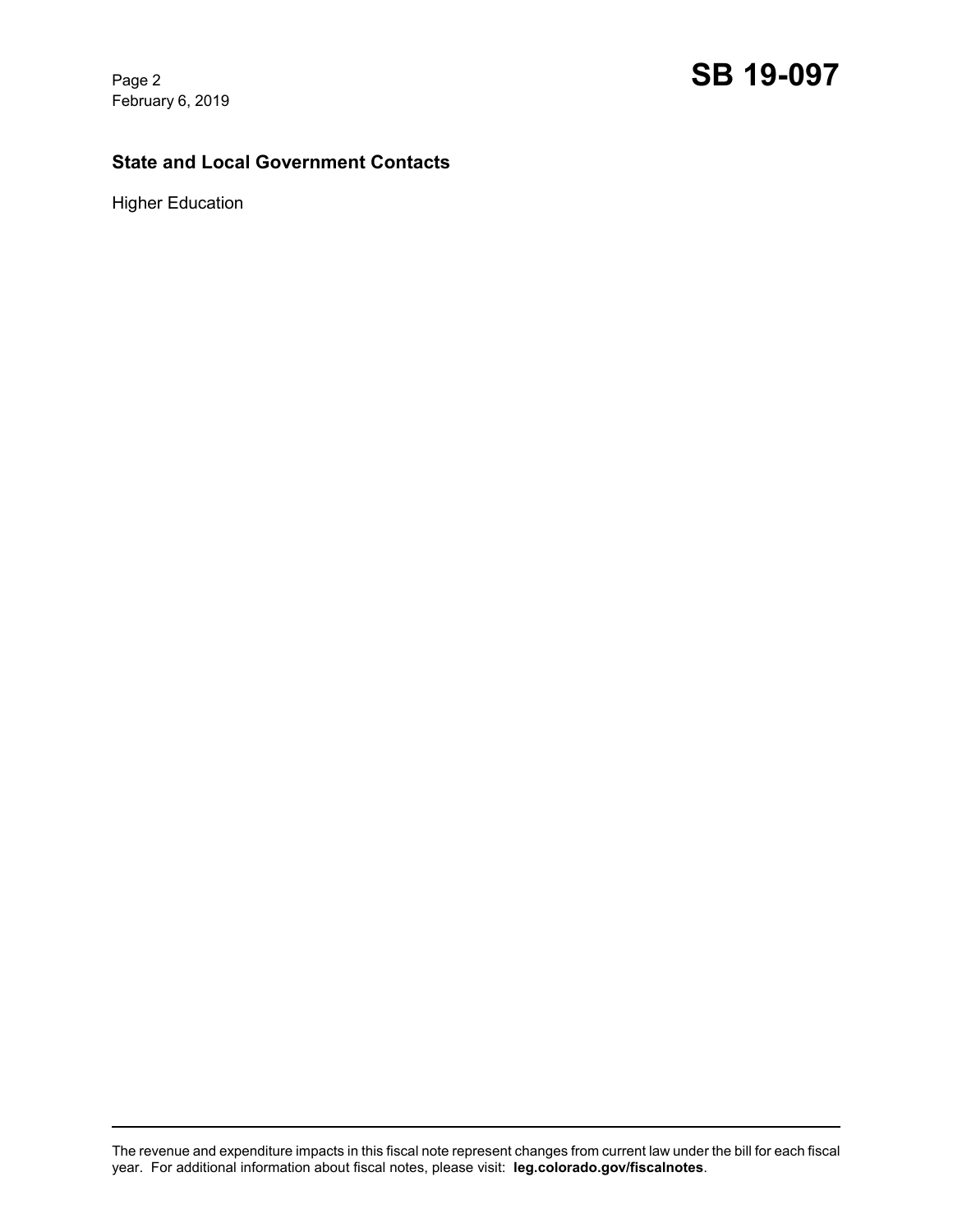## State and Local Government Contacts

Higher Education

The revenue and expenditure impacts in this fiscal note represent changes from current law under the bill for each fiscal year. For additional information about fiscal notes, please visit: **leg.colorado.gov/fiscalnotes**.